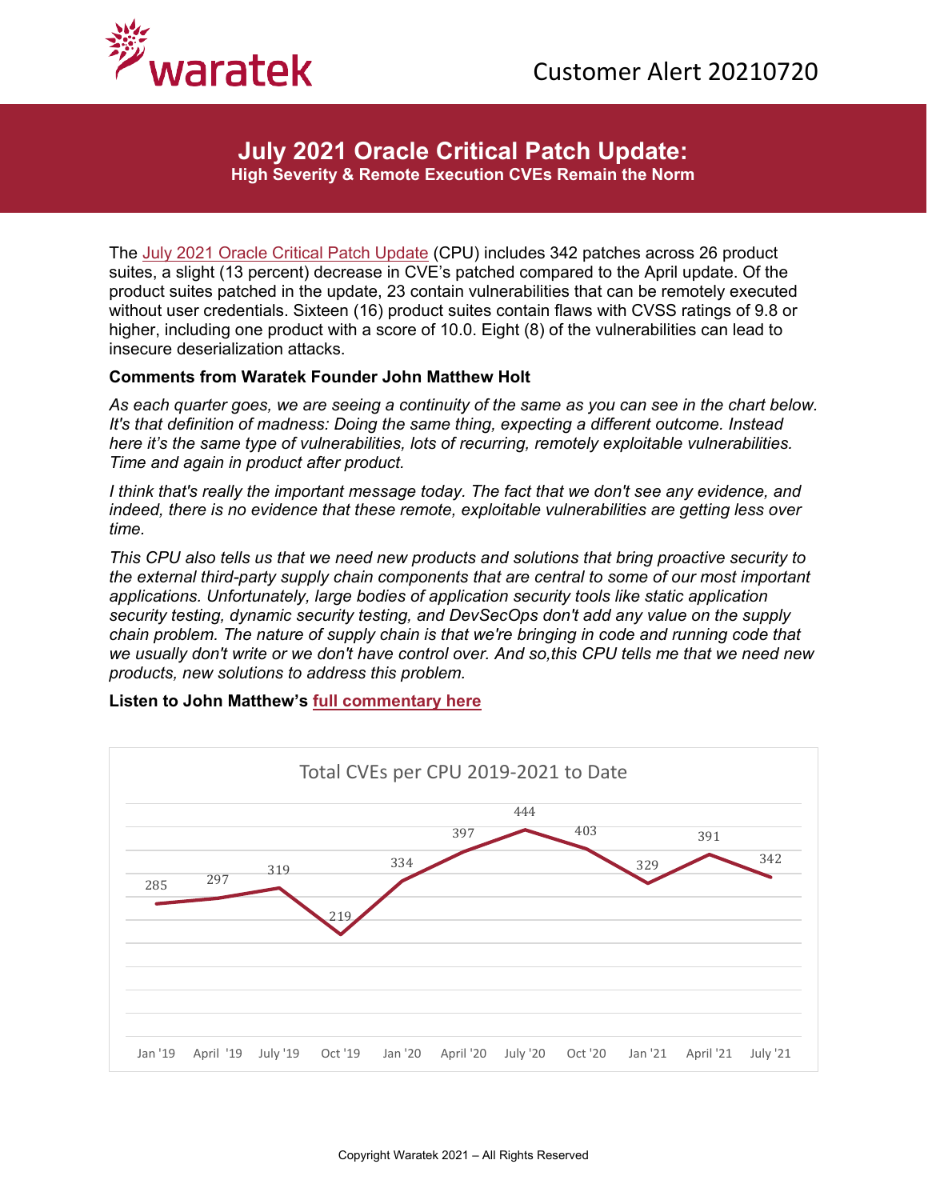Customer Alert 20210720

# July 2021 Oracle Critical Patch Update:

## High Severity & Remote Execution CVEs Remain the Norm

The July 2021 Oracle Critical Patch Update (CPU) includes 342 patches across 26 product suites, a slight (13 percent) decrease in CVE's patched compared to the April update. Of the product suites patched in the update, 23 contain vulnerabilities that can be remotely executed without user credentials. Sixteen (16) product suites contain flaws with CVSS ratings of 9.8 or higher, including one product with a score of 10.0. Eight (8) of the vulnerabilities can lead to insecure deserialization attacks.

**Comments from Waratek Founder John Matthew Holt**

*As each quarter goes, we are seeing a continuity of the same as you can see in the chart below. It's that definition of madness: Doing the same thing, expecting a different outcome. Instead here it's the same type of vulnerabilities, lots of recurring, remotely exploitable vulnerabilities. Time and again in product after product.*

*I think that's really the important message today. The fact that we don't see any evidence, and indeed, there is no evidence that these remote, exploitable vulnerabilities are getting less over time.*

*This CPU also tells us that we need new products and solutions that bring proactive security to the external third-party supply chain components that are central to some of our most important applications. Unfortunately, large bodies of application security tools like static application security testing, dynamic security testing, and DevSecOps don't add any value on the supply chain problem. The nature of supply chain is that we're bringing in code and running code that we usually don't write or we don't have control over. And so,this CPU tells me that we need new products, new solutions to address this problem.*

**Listen to John Matthew's full commentary here**

Total CVEs per CPU 2019-2021 to Date

| CPU | Total CVEs |
|---|---|
| Jan '19 | 285 |
| April '19 | 297 |
| July '19 | 319 |
| Oct '19 | 219 |
| Jan '20 | 334 |
| April '20 | 397 |
| July '20 | 444 |
| Oct '20 | 403 |
| Jan '21 | 329 |
| April '21 | 391 |
| July '21 | 342 |

Copyright Waratek 2021 – All Rights Reserved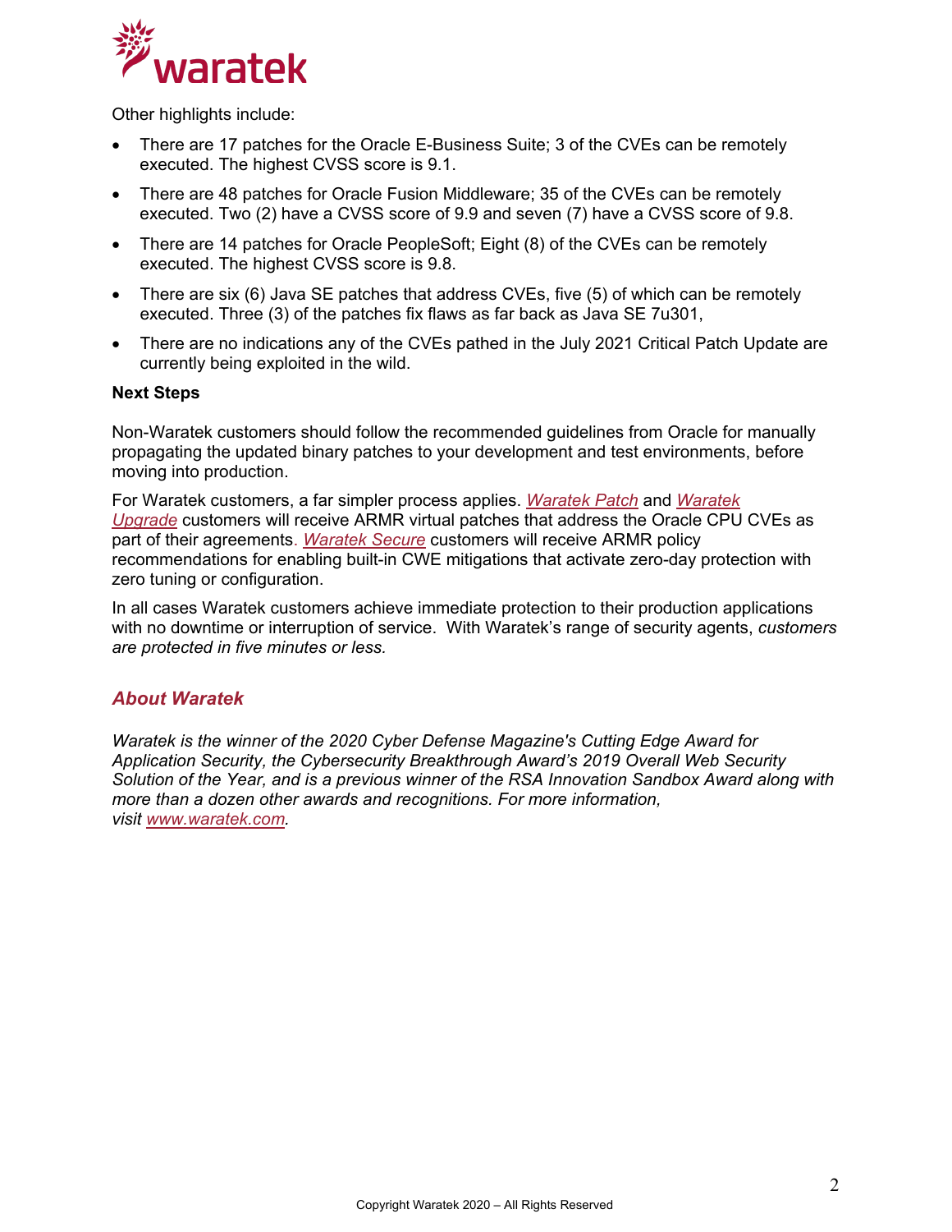Other highlights include:

- There are 17 patches for the Oracle E-Business Suite; 3 of the CVEs can be remotely executed. The highest CVSS score is 9.1.
- There are 48 patches for Oracle Fusion Middleware; 35 of the CVEs can be remotely executed. Two (2) have a CVSS score of 9.9 and seven (7) have a CVSS score of 9.8.
- There are 14 patches for Oracle PeopleSoft; Eight (8) of the CVEs can be remotely executed. The highest CVSS score is 9.8.
- There are six (6) Java SE patches that address CVEs, five (5) of which can be remotely executed. Three (3) of the patches fix flaws as far back as Java SE 7u301,
- There are no indications any of the CVEs pathed in the July 2021 Critical Patch Update are currently being exploited in the wild.

**Next Steps**

Non-Waratek customers should follow the recommended guidelines from Oracle for manually propagating the updated binary patches to your development and test environments, before moving into production.

For Waratek customers, a far simpler process applies. *Waratek Patch* and *Waratek Upgrade* customers will receive ARMR virtual patches that address the Oracle CPU CVEs as part of their agreements. *Waratek Secure* customers will receive ARMR policy recommendations for enabling built-in CWE mitigations that activate zero-day protection with zero tuning or configuration.

In all cases Waratek customers achieve immediate protection to their production applications with no downtime or interruption of service. With Waratek's range of security agents, *customers are protected in five minutes or less.*

## *About Waratek*

*Waratek is the winner of the 2020 Cyber Defense Magazine's Cutting Edge Award for Application Security, the Cybersecurity Breakthrough Award's 2019 Overall Web Security Solution of the Year, and is a previous winner of the RSA Innovation Sandbox Award along with more than a dozen other awards and recognitions. For more information, visit www.waratek.com.*